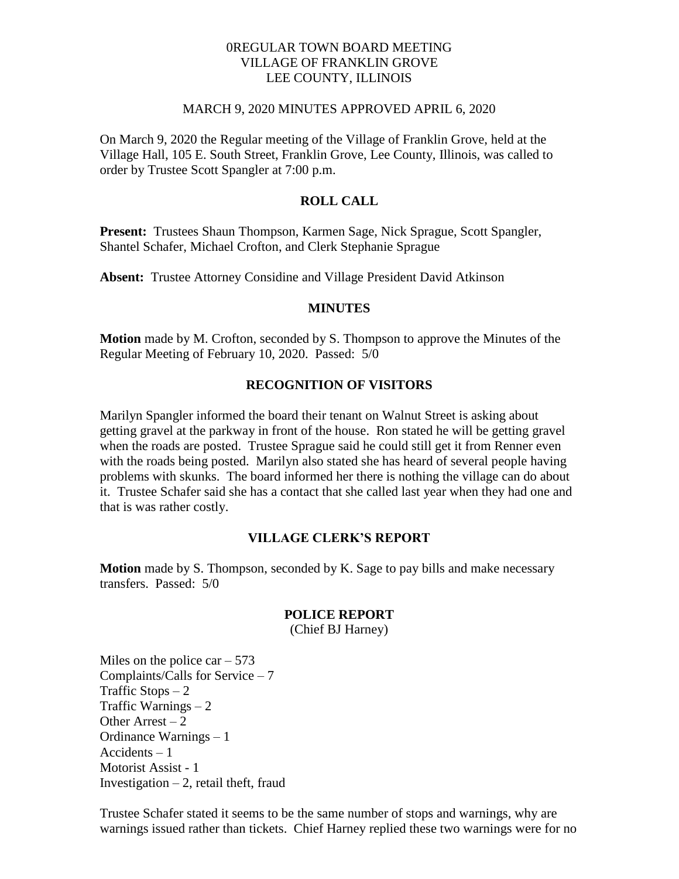0REGULAR TOWN BOARD MEETING
VILLAGE OF FRANKLIN GROVE
LEE COUNTY, ILLINOIS

MARCH 9, 2020 MINUTES APPROVED APRIL 6, 2020

On March 9, 2020 the Regular meeting of the Village of Franklin Grove, held at the Village Hall, 105 E. South Street, Franklin Grove, Lee County, Illinois, was called to order by Trustee Scott Spangler at 7:00 p.m.

## ROLL CALL

**Present:** Trustees Shaun Thompson, Karmen Sage, Nick Sprague, Scott Spangler, Shantel Schafer, Michael Crofton, and Clerk Stephanie Sprague

**Absent:** Trustee Attorney Considine and Village President David Atkinson

## MINUTES

**Motion** made by M. Crofton, seconded by S. Thompson to approve the Minutes of the Regular Meeting of February 10, 2020. Passed: 5/0

## RECOGNITION OF VISITORS

Marilyn Spangler informed the board their tenant on Walnut Street is asking about getting gravel at the parkway in front of the house. Ron stated he will be getting gravel when the roads are posted. Trustee Sprague said he could still get it from Renner even with the roads being posted. Marilyn also stated she has heard of several people having problems with skunks. The board informed her there is nothing the village can do about it. Trustee Schafer said she has a contact that she called last year when they had one and that is was rather costly.

## VILLAGE CLERK'S REPORT

**Motion** made by S. Thompson, seconded by K. Sage to pay bills and make necessary transfers. Passed: 5/0

## POLICE REPORT

(Chief BJ Harney)

Miles on the police car – 573
Complaints/Calls for Service – 7
Traffic Stops – 2
Traffic Warnings – 2
Other Arrest – 2
Ordinance Warnings – 1
Accidents – 1
Motorist Assist - 1
Investigation – 2, retail theft, fraud

Trustee Schafer stated it seems to be the same number of stops and warnings, why are warnings issued rather than tickets. Chief Harney replied these two warnings were for no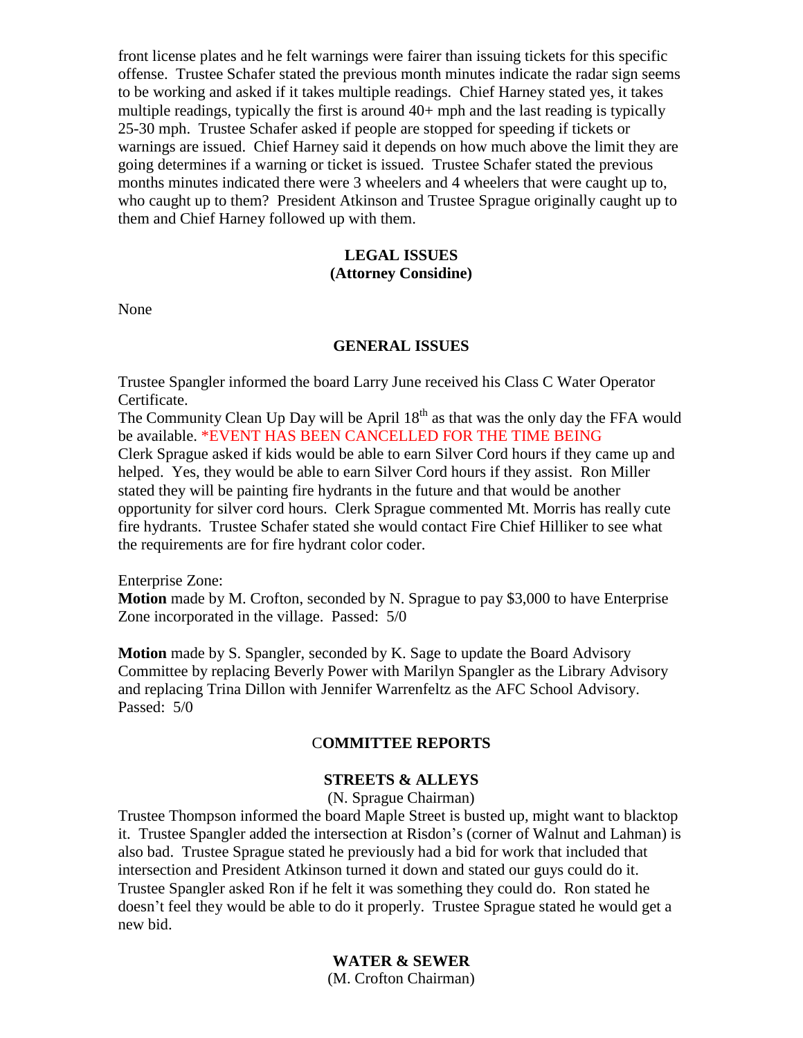front license plates and he felt warnings were fairer than issuing tickets for this specific offense. Trustee Schafer stated the previous month minutes indicate the radar sign seems to be working and asked if it takes multiple readings. Chief Harney stated yes, it takes multiple readings, typically the first is around 40+ mph and the last reading is typically 25-30 mph. Trustee Schafer asked if people are stopped for speeding if tickets or warnings are issued. Chief Harney said it depends on how much above the limit they are going determines if a warning or ticket is issued. Trustee Schafer stated the previous months minutes indicated there were 3 wheelers and 4 wheelers that were caught up to, who caught up to them? President Atkinson and Trustee Sprague originally caught up to them and Chief Harney followed up with them.

## LEGAL ISSUES
## (Attorney Considine)

None

## GENERAL ISSUES

Trustee Spangler informed the board Larry June received his Class C Water Operator Certificate.
The Community Clean Up Day will be April 18th as that was the only day the FFA would be available. *EVENT HAS BEEN CANCELLED FOR THE TIME BEING
Clerk Sprague asked if kids would be able to earn Silver Cord hours if they came up and helped. Yes, they would be able to earn Silver Cord hours if they assist. Ron Miller stated they will be painting fire hydrants in the future and that would be another opportunity for silver cord hours. Clerk Sprague commented Mt. Morris has really cute fire hydrants. Trustee Schafer stated she would contact Fire Chief Hilliker to see what the requirements are for fire hydrant color coder.

Enterprise Zone:
**Motion** made by M. Crofton, seconded by N. Sprague to pay $3,000 to have Enterprise Zone incorporated in the village. Passed: 5/0

**Motion** made by S. Spangler, seconded by K. Sage to update the Board Advisory Committee by replacing Beverly Power with Marilyn Spangler as the Library Advisory and replacing Trina Dillon with Jennifer Warrenfeltz as the AFC School Advisory. Passed: 5/0

## COMMITTEE REPORTS

### STREETS & ALLEYS
(N. Sprague Chairman)

Trustee Thompson informed the board Maple Street is busted up, might want to blacktop it. Trustee Spangler added the intersection at Risdon's (corner of Walnut and Lahman) is also bad. Trustee Sprague stated he previously had a bid for work that included that intersection and President Atkinson turned it down and stated our guys could do it. Trustee Spangler asked Ron if he felt it was something they could do. Ron stated he doesn't feel they would be able to do it properly. Trustee Sprague stated he would get a new bid.

### WATER & SEWER
(M. Crofton Chairman)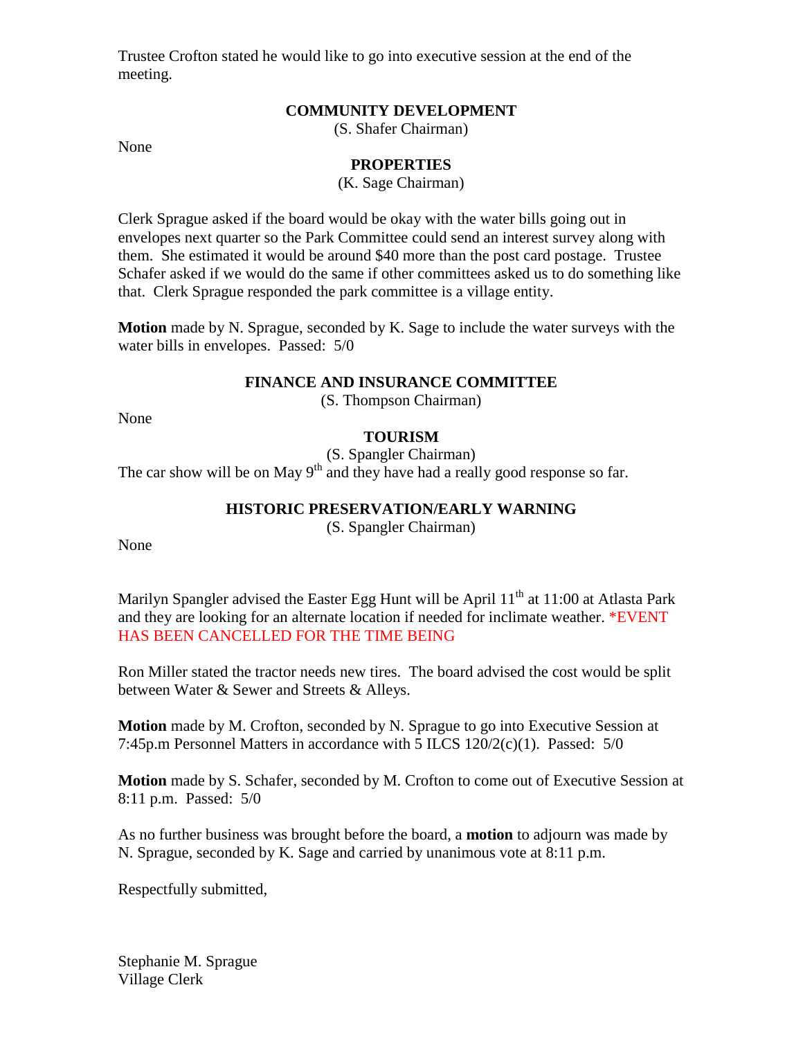Trustee Crofton stated he would like to go into executive session at the end of the meeting.

## COMMUNITY DEVELOPMENT

(S. Shafer Chairman)

None

## PROPERTIES

(K. Sage Chairman)

Clerk Sprague asked if the board would be okay with the water bills going out in envelopes next quarter so the Park Committee could send an interest survey along with them. She estimated it would be around $40 more than the post card postage. Trustee Schafer asked if we would do the same if other committees asked us to do something like that. Clerk Sprague responded the park committee is a village entity.

**Motion** made by N. Sprague, seconded by K. Sage to include the water surveys with the water bills in envelopes. Passed: 5/0

## FINANCE AND INSURANCE COMMITTEE

(S. Thompson Chairman)

None

## TOURISM

(S. Spangler Chairman)

The car show will be on May 9th and they have had a really good response so far.

## HISTORIC PRESERVATION/EARLY WARNING

(S. Spangler Chairman)

None

Marilyn Spangler advised the Easter Egg Hunt will be April 11th at 11:00 at Atlasta Park and they are looking for an alternate location if needed for inclimate weather. *EVENT HAS BEEN CANCELLED FOR THE TIME BEING

Ron Miller stated the tractor needs new tires. The board advised the cost would be split between Water & Sewer and Streets & Alleys.

**Motion** made by M. Crofton, seconded by N. Sprague to go into Executive Session at 7:45p.m Personnel Matters in accordance with 5 ILCS 120/2(c)(1). Passed: 5/0

**Motion** made by S. Schafer, seconded by M. Crofton to come out of Executive Session at 8:11 p.m. Passed: 5/0

As no further business was brought before the board, a **motion** to adjourn was made by N. Sprague, seconded by K. Sage and carried by unanimous vote at 8:11 p.m.

Respectfully submitted,

Stephanie M. Sprague
Village Clerk